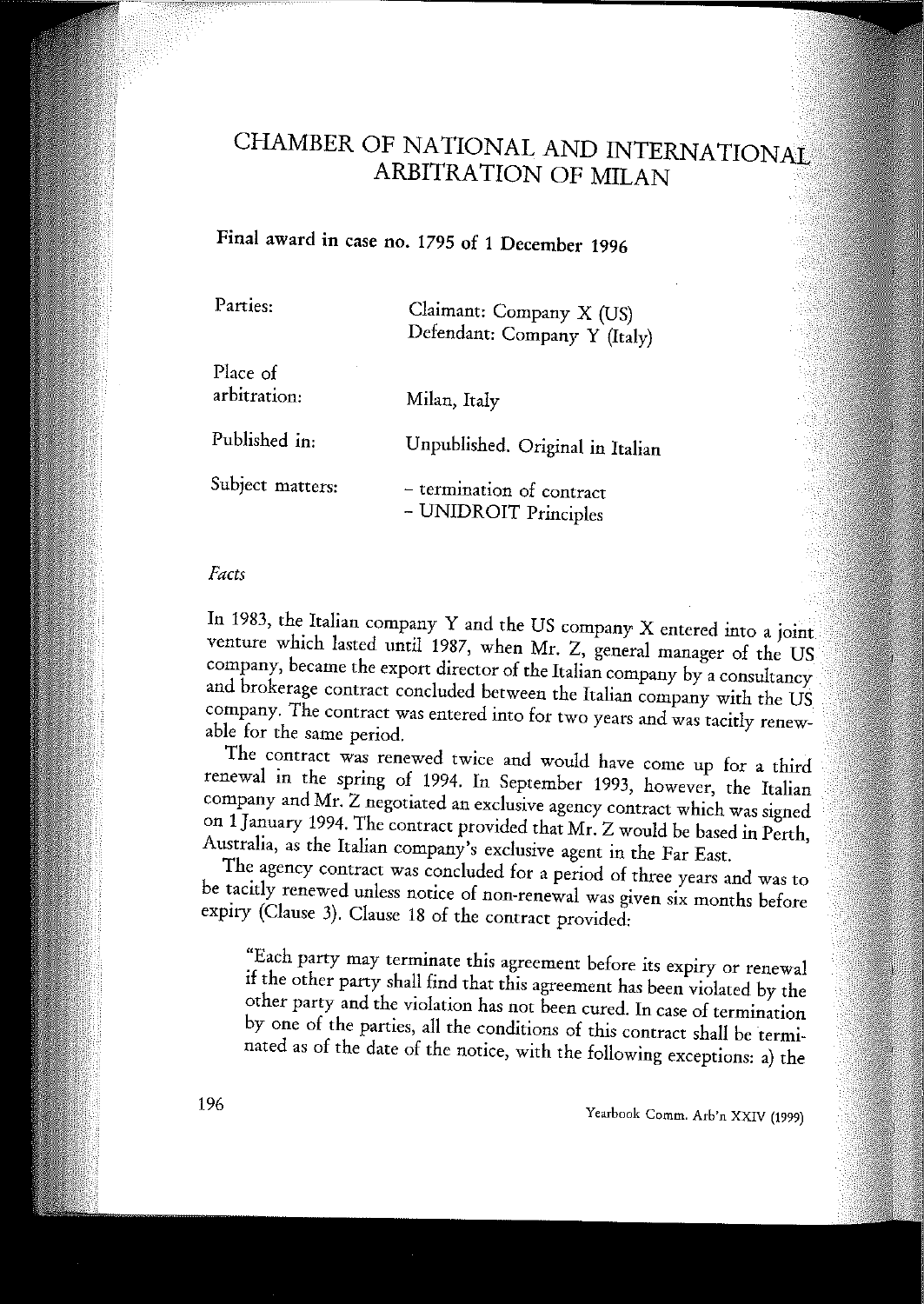# CHAMBER OF NATIONAL AND INTERNATIONAL ARBITRATION OF MILAN

## Final award in case no. 1795 of 1 December 1996

| | |
|---|---|
| Parties: | Claimant: Company X (US)<br>Defendant: Company Y (Italy) |
| Place of arbitration: | Milan, Italy |
| Published in: | Unpublished. Original in Italian |
| Subject matters: | – termination of contract<br>– UNIDROIT Principles |

*Facts*

In 1983, the Italian company Y and the US company X entered into a joint venture which lasted until 1987, when Mr. Z, general manager of the US company, became the export director of the Italian company by a consultancy and brokerage contract concluded between the Italian company with the US company. The contract was entered into for two years and was tacitly renewable for the same period.

The contract was renewed twice and would have come up for a third renewal in the spring of 1994. In September 1993, however, the Italian company and Mr. Z negotiated an exclusive agency contract which was signed on 1 January 1994. The contract provided that Mr. Z would be based in Perth, Australia, as the Italian company's exclusive agent in the Far East.

The agency contract was concluded for a period of three years and was to be tacitly renewed unless notice of non-renewal was given six months before expiry (Clause 3). Clause 18 of the contract provided:

> "Each party may terminate this agreement before its expiry or renewal if the other party shall find that this agreement has been violated by the other party and the violation has not been cured. In case of termination by one of the parties, all the conditions of this contract shall be terminated as of the date of the notice, with the following exceptions: a) the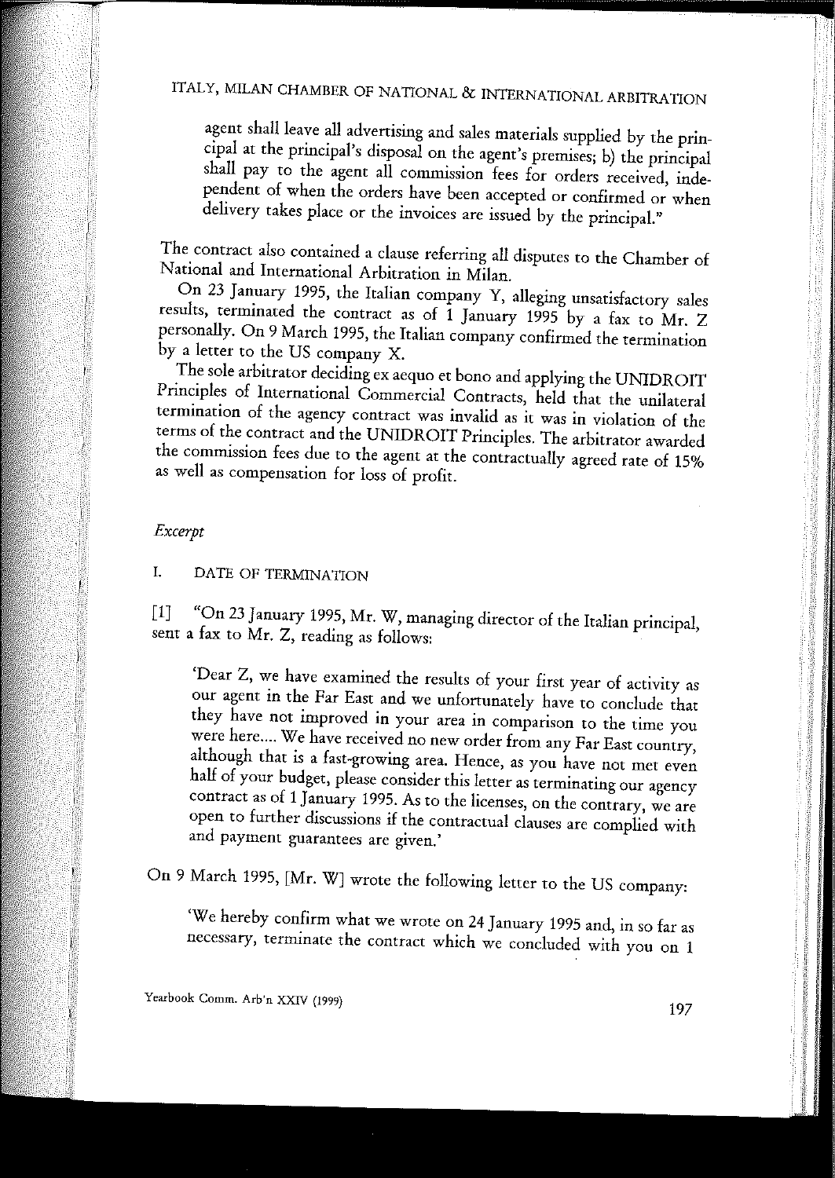agent shall leave all advertising and sales materials supplied by the principal at the principal's disposal on the agent's premises; b) the principal shall pay to the agent all commission fees for orders received, independent of when the orders have been accepted or confirmed or when delivery takes place or the invoices are issued by the principal."

The contract also contained a clause referring all disputes to the Chamber of National and International Arbitration in Milan.

On 23 January 1995, the Italian company Y, alleging unsatisfactory sales results, terminated the contract as of 1 January 1995 by a fax to Mr. Z personally. On 9 March 1995, the Italian company confirmed the termination by a letter to the US company X.

The sole arbitrator deciding ex aequo et bono and applying the UNIDROIT Principles of International Commercial Contracts, held that the unilateral termination of the agency contract was invalid as it was in violation of the terms of the contract and the UNIDROIT Principles. The arbitrator awarded the commission fees due to the agent at the contractually agreed rate of 15% as well as compensation for loss of profit.

*Excerpt*

I. DATE OF TERMINATION

[1] "On 23 January 1995, Mr. W, managing director of the Italian principal, sent a fax to Mr. Z, reading as follows:

> 'Dear Z, we have examined the results of your first year of activity as our agent in the Far East and we unfortunately have to conclude that they have not improved in your area in comparison to the time you were here.... We have received no new order from any Far East country, although that is a fast-growing area. Hence, as you have not met even half of your budget, please consider this letter as terminating our agency contract as of 1 January 1995. As to the licenses, on the contrary, we are open to further discussions if the contractual clauses are complied with and payment guarantees are given.'

On 9 March 1995, [Mr. W] wrote the following letter to the US company:

> 'We hereby confirm what we wrote on 24 January 1995 and, in so far as necessary, terminate the contract which we concluded with you on 1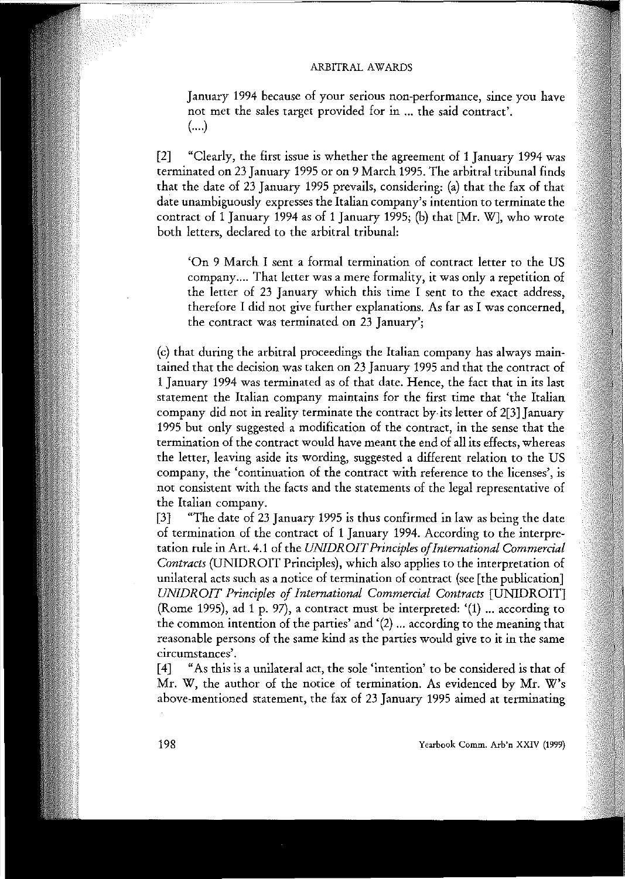January 1994 because of your serious non-performance, since you have not met the sales target provided for in ... the said contract'.
(....)

[2] "Clearly, the first issue is whether the agreement of 1 January 1994 was terminated on 23 January 1995 or on 9 March 1995. The arbitral tribunal finds that the date of 23 January 1995 prevails, considering: (a) that the fax of that date unambiguously expresses the Italian company's intention to terminate the contract of 1 January 1994 as of 1 January 1995; (b) that [Mr. W], who wrote both letters, declared to the arbitral tribunal:

> 'On 9 March I sent a formal termination of contract letter to the US company.... That letter was a mere formality, it was only a repetition of the letter of 23 January which this time I sent to the exact address, therefore I did not give further explanations. As far as I was concerned, the contract was terminated on 23 January';

(c) that during the arbitral proceedings the Italian company has always maintained that the decision was taken on 23 January 1995 and that the contract of 1 January 1994 was terminated as of that date. Hence, the fact that in its last statement the Italian company maintains for the first time that 'the Italian company did not in reality terminate the contract by its letter of 2[3] January 1995 but only suggested a modification of the contract, in the sense that the termination of the contract would have meant the end of all its effects, whereas the letter, leaving aside its wording, suggested a different relation to the US company, the 'continuation of the contract with reference to the licenses', is not consistent with the facts and the statements of the legal representative of the Italian company.

[3] "The date of 23 January 1995 is thus confirmed in law as being the date of termination of the contract of 1 January 1994. According to the interpretation rule in Art. 4.1 of the *UNIDROIT Principles of International Commercial Contracts* (UNIDROIT Principles), which also applies to the interpretation of unilateral acts such as a notice of termination of contract (see [the publication] *UNIDROIT Principles of International Commercial Contracts* [UNIDROIT] (Rome 1995), ad 1 p. 97), a contract must be interpreted: '(1) ... according to the common intention of the parties' and '(2) ... according to the meaning that reasonable persons of the same kind as the parties would give to it in the same circumstances'.

[4] "As this is a unilateral act, the sole 'intention' to be considered is that of Mr. W, the author of the notice of termination. As evidenced by Mr. W's above-mentioned statement, the fax of 23 January 1995 aimed at terminating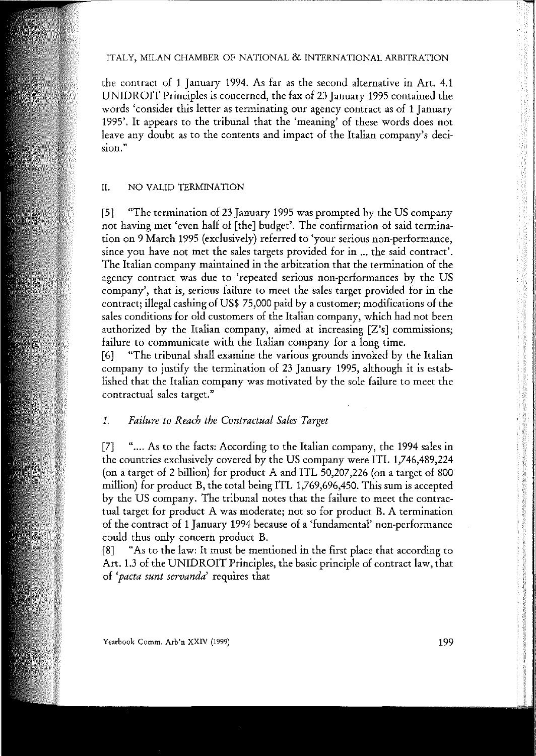the contract of 1 January 1994. As far as the second alternative in Art. 4.1 UNIDROIT Principles is concerned, the fax of 23 January 1995 contained the words 'consider this letter as terminating our agency contract as of 1 January 1995'. It appears to the tribunal that the 'meaning' of these words does not leave any doubt as to the contents and impact of the Italian company's decision."

## II. NO VALID TERMINATION

[5] "The termination of 23 January 1995 was prompted by the US company not having met 'even half of [the] budget'. The confirmation of said termination on 9 March 1995 (exclusively) referred to 'your serious non-performance, since you have not met the sales targets provided for in ... the said contract'. The Italian company maintained in the arbitration that the termination of the agency contract was due to 'repeated serious non-performances by the US company', that is, serious failure to meet the sales target provided for in the contract; illegal cashing of US$ 75,000 paid by a customer; modifications of the sales conditions for old customers of the Italian company, which had not been authorized by the Italian company, aimed at increasing [Z's] commissions; failure to communicate with the Italian company for a long time.

[6] "The tribunal shall examine the various grounds invoked by the Italian company to justify the termination of 23 January 1995, although it is established that the Italian company was motivated by the sole failure to meet the contractual sales target."

### *1. Failure to Reach the Contractual Sales Target*

[7] ".... As to the facts: According to the Italian company, the 1994 sales in the countries exclusively covered by the US company were ITL 1,746,489,224 (on a target of 2 billion) for product A and ITL 50,207,226 (on a target of 800 million) for product B, the total being ITL 1,769,696,450. This sum is accepted by the US company. The tribunal notes that the failure to meet the contractual target for product A was moderate; not so for product B. A termination of the contract of 1 January 1994 because of a 'fundamental' non-performance could thus only concern product B.

[8] "As to the law: It must be mentioned in the first place that according to Art. 1.3 of the UNIDROIT Principles, the basic principle of contract law, that of '*pacta sunt servanda*' requires that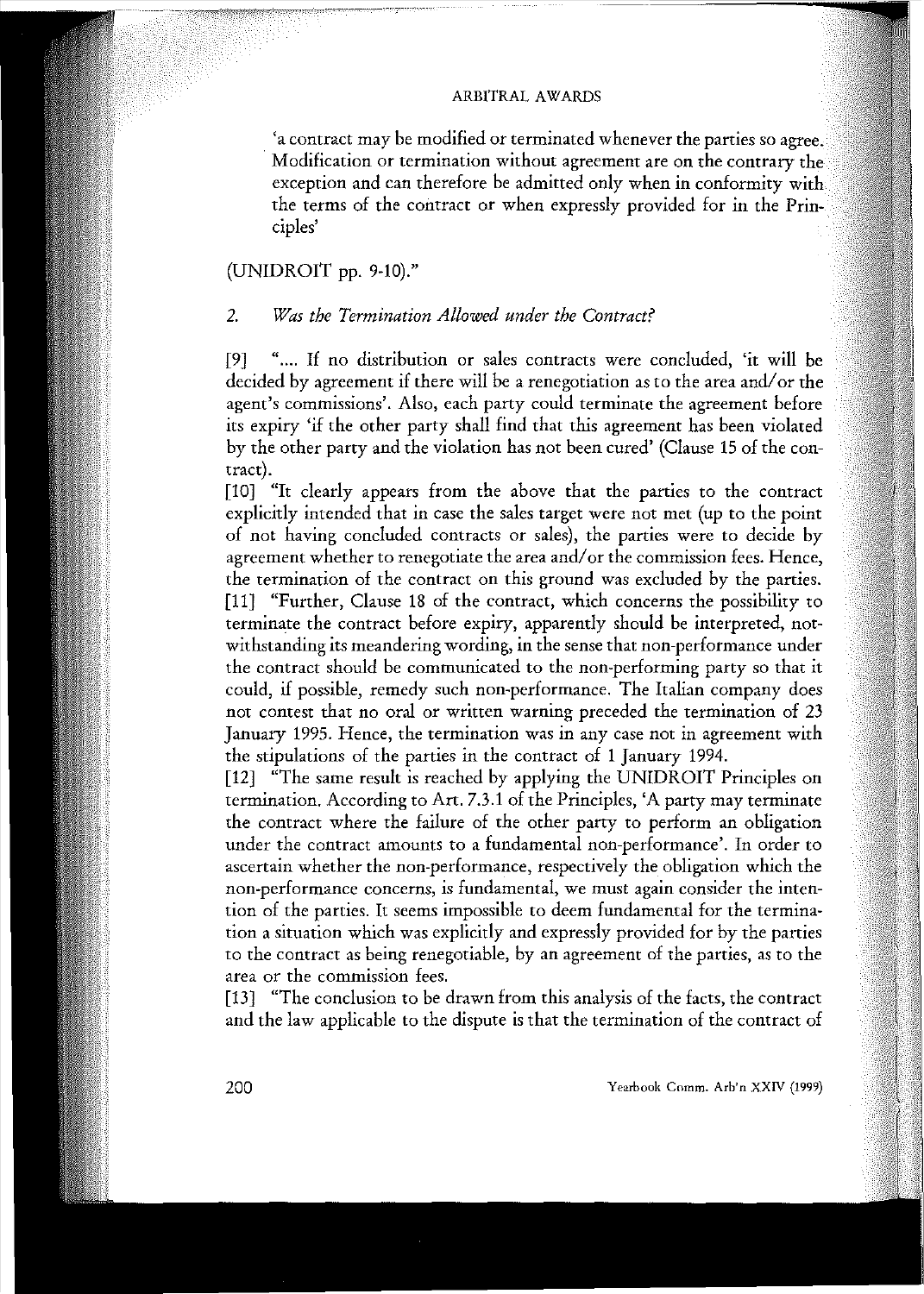'a contract may be modified or terminated whenever the parties so agree. Modification or termination without agreement are on the contrary the exception and can therefore be admitted only when in conformity with the terms of the contract or when expressly provided for in the Principles'

(UNIDROIT pp. 9-10)."

## 2. *Was the Termination Allowed under the Contract?*

[9] ".... If no distribution or sales contracts were concluded, 'it will be decided by agreement if there will be a renegotiation as to the area and/or the agent's commissions'. Also, each party could terminate the agreement before its expiry 'if the other party shall find that this agreement has been violated by the other party and the violation has not been cured' (Clause 15 of the contract).

[10] "It clearly appears from the above that the parties to the contract explicitly intended that in case the sales target were not met (up to the point of not having concluded contracts or sales), the parties were to decide by agreement whether to renegotiate the area and/or the commission fees. Hence, the termination of the contract on this ground was excluded by the parties.

[11] "Further, Clause 18 of the contract, which concerns the possibility to terminate the contract before expiry, apparently should be interpreted, notwithstanding its meandering wording, in the sense that non-performance under the contract should be communicated to the non-performing party so that it could, if possible, remedy such non-performance. The Italian company does not contest that no oral or written warning preceded the termination of 23 January 1995. Hence, the termination was in any case not in agreement with the stipulations of the parties in the contract of 1 January 1994.

[12] "The same result is reached by applying the UNIDROIT Principles on termination. According to Art. 7.3.1 of the Principles, 'A party may terminate the contract where the failure of the other party to perform an obligation under the contract amounts to a fundamental non-performance'. In order to ascertain whether the non-performance, respectively the obligation which the non-performance concerns, is fundamental, we must again consider the intention of the parties. It seems impossible to deem fundamental for the termination a situation which was explicitly and expressly provided for by the parties to the contract as being renegotiable, by an agreement of the parties, as to the area or the commission fees.

[13] "The conclusion to be drawn from this analysis of the facts, the contract and the law applicable to the dispute is that the termination of the contract of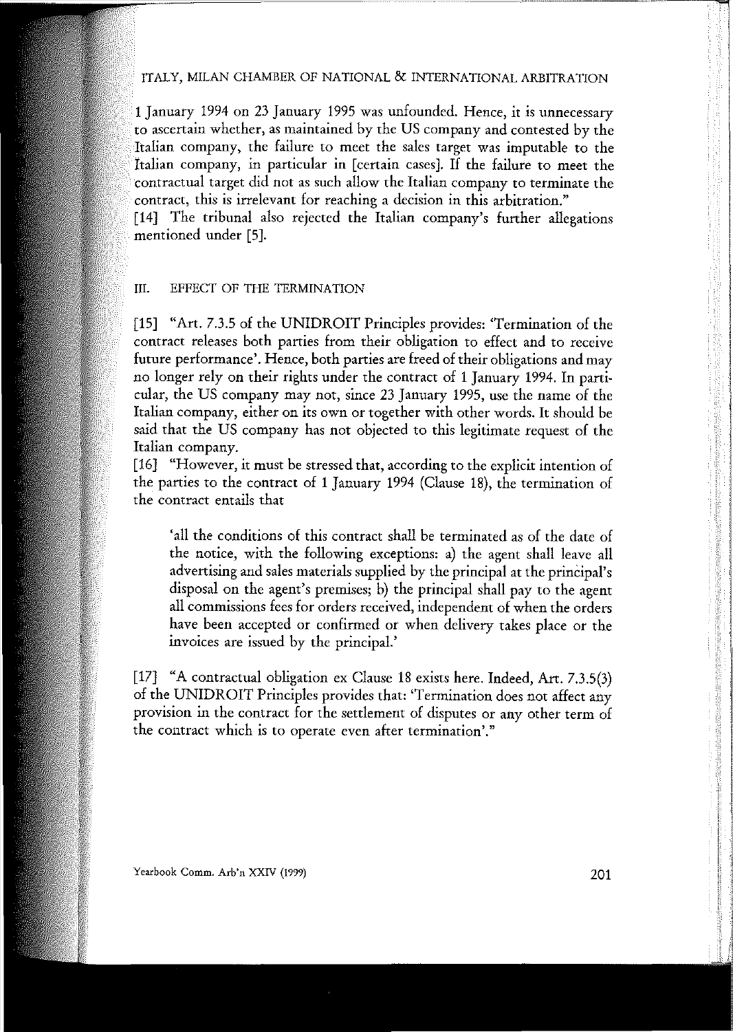1 January 1994 on 23 January 1995 was unfounded. Hence, it is unnecessary to ascertain whether, as maintained by the US company and contested by the Italian company, the failure to meet the sales target was imputable to the Italian company, in particular in [certain cases]. If the failure to meet the contractual target did not as such allow the Italian company to terminate the contract, this is irrelevant for reaching a decision in this arbitration."

[14] The tribunal also rejected the Italian company's further allegations mentioned under [5].

## III. EFFECT OF THE TERMINATION

[15] "Art. 7.3.5 of the UNIDROIT Principles provides: 'Termination of the contract releases both parties from their obligation to effect and to receive future performance'. Hence, both parties are freed of their obligations and may no longer rely on their rights under the contract of 1 January 1994. In particular, the US company may not, since 23 January 1995, use the name of the Italian company, either on its own or together with other words. It should be said that the US company has not objected to this legitimate request of the Italian company.

[16] "However, it must be stressed that, according to the explicit intention of the parties to the contract of 1 January 1994 (Clause 18), the termination of the contract entails that

> 'all the conditions of this contract shall be terminated as of the date of the notice, with the following exceptions: a) the agent shall leave all advertising and sales materials supplied by the principal at the principal's disposal on the agent's premises; b) the principal shall pay to the agent all commissions fees for orders received, independent of when the orders have been accepted or confirmed or when delivery takes place or the invoices are issued by the principal.'

[17] "A contractual obligation ex Clause 18 exists here. Indeed, Art. 7.3.5(3) of the UNIDROIT Principles provides that: 'Termination does not affect any provision in the contract for the settlement of disputes or any other term of the contract which is to operate even after termination'."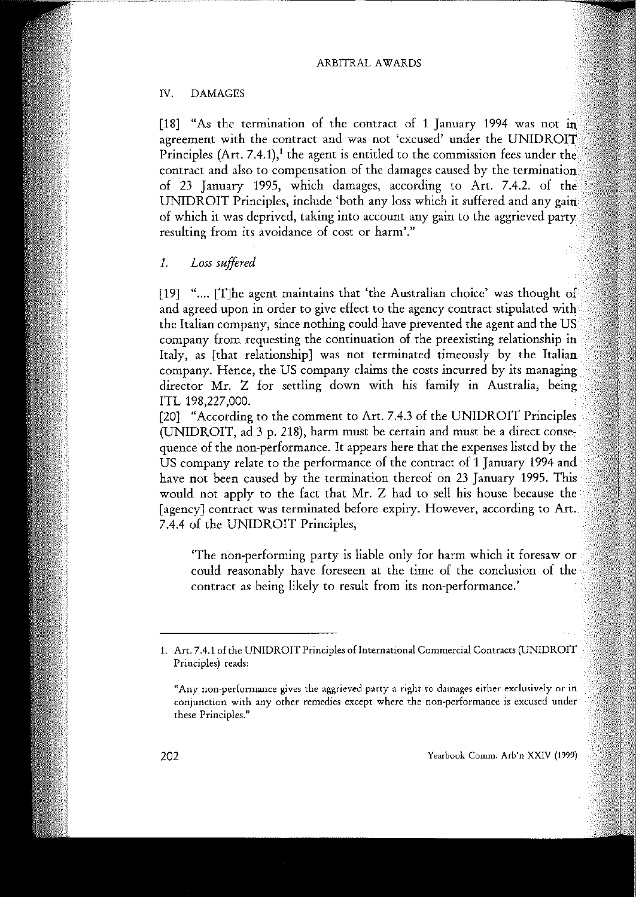## IV. DAMAGES

[18] "As the termination of the contract of 1 January 1994 was not in agreement with the contract and was not 'excused' under the UNIDROIT Principles (Art. 7.4.1),[1] the agent is entitled to the commission fees under the contract and also to compensation of the damages caused by the termination of 23 January 1995, which damages, according to Art. 7.4.2. of the UNIDROIT Principles, include 'both any loss which it suffered and any gain of which it was deprived, taking into account any gain to the aggrieved party resulting from its avoidance of cost or harm'."

### 1. *Loss suffered*

[19] ".... [T]he agent maintains that 'the Australian choice' was thought of and agreed upon in order to give effect to the agency contract stipulated with the Italian company, since nothing could have prevented the agent and the US company from requesting the continuation of the preexisting relationship in Italy, as [that relationship] was not terminated timeously by the Italian company. Hence, the US company claims the costs incurred by its managing director Mr. Z for settling down with his family in Australia, being ITL 198,227,000.

[20] "According to the comment to Art. 7.4.3 of the UNIDROIT Principles (UNIDROIT, ad 3 p. 218), harm must be certain and must be a direct consequence of the non-performance. It appears here that the expenses listed by the US company relate to the performance of the contract of 1 January 1994 and have not been caused by the termination thereof on 23 January 1995. This would not apply to the fact that Mr. Z had to sell his house because the [agency] contract was terminated before expiry. However, according to Art. 7.4.4 of the UNIDROIT Principles,

> 'The non-performing party is liable only for harm which it foresaw or could reasonably have foreseen at the time of the conclusion of the contract as being likely to result from its non-performance.'

---

1. Art. 7.4.1 of the UNIDROIT Principles of International Commercial Contracts (UNIDROIT Principles) reads:

"Any non-performance gives the aggrieved party a right to damages either exclusively or in conjunction with any other remedies except where the non-performance is excused under these Principles."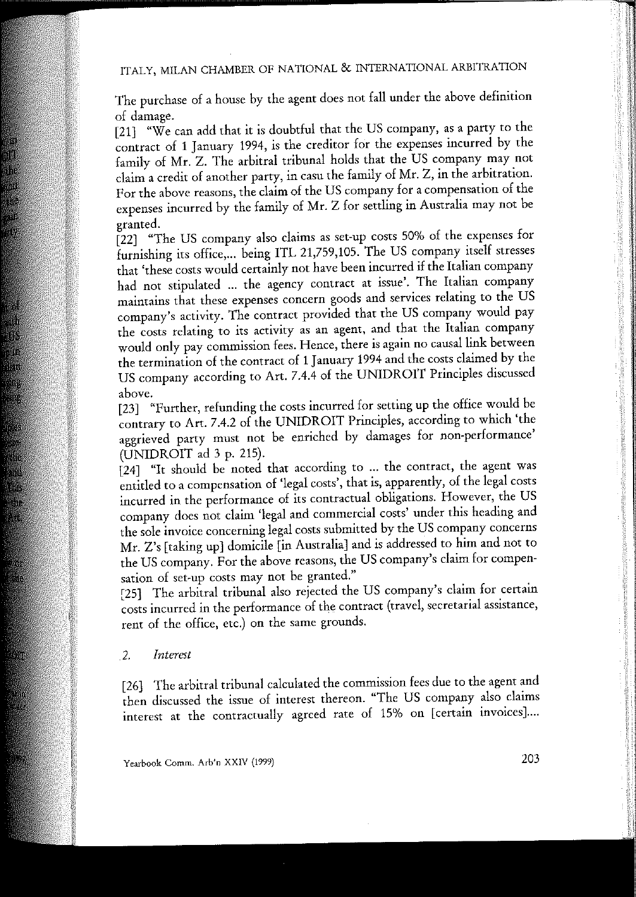The purchase of a house by the agent does not fall under the above definition of damage.

[21] "We can add that it is doubtful that the US company, as a party to the contract of 1 January 1994, is the creditor for the expenses incurred by the family of Mr. Z. The arbitral tribunal holds that the US company may not claim a credit of another party, *in casu* the family of Mr. Z, in the arbitration. For the above reasons, the claim of the US company for a compensation of the expenses incurred by the family of Mr. Z for settling in Australia may not be granted.

[22] "The US company also claims as set-up costs 50% of the expenses for furnishing its office,... being ITL 21,759,105. The US company itself stresses that 'these costs would certainly not have been incurred if the Italian company had not stipulated ... the agency contract at issue'. The Italian company maintains that these expenses concern goods and services relating to the US company's activity. The contract provided that the US company would pay the costs relating to its activity as an agent, and that the Italian company would only pay commission fees. Hence, there is again no causal link between the termination of the contract of 1 January 1994 and the costs claimed by the US company according to Art. 7.4.4 of the UNIDROIT Principles discussed above.

[23] "Further, refunding the costs incurred for setting up the office would be contrary to Art. 7.4.2 of the UNIDROIT Principles, according to which 'the aggrieved party must not be enriched by damages for non-performance' (UNIDROIT ad 3 p. 215).

[24] "It should be noted that according to ... the contract, the agent was entitled to a compensation of 'legal costs', that is, apparently, of the legal costs incurred in the performance of its contractual obligations. However, the US company does not claim 'legal and commercial costs' under this heading and the sole invoice concerning legal costs submitted by the US company concerns Mr. Z's [taking up] domicile [in Australia] and is addressed to him and not to the US company. For the above reasons, the US company's claim for compensation of set-up costs may not be granted."

[25] The arbitral tribunal also rejected the US company's claim for certain costs incurred in the performance of the contract (travel, secretarial assistance, rent of the office, etc.) on the same grounds.

## 2. *Interest*

[26] The arbitral tribunal calculated the commission fees due to the agent and then discussed the issue of interest thereon. "The US company also claims interest at the contractually agreed rate of 15% on [certain invoices]....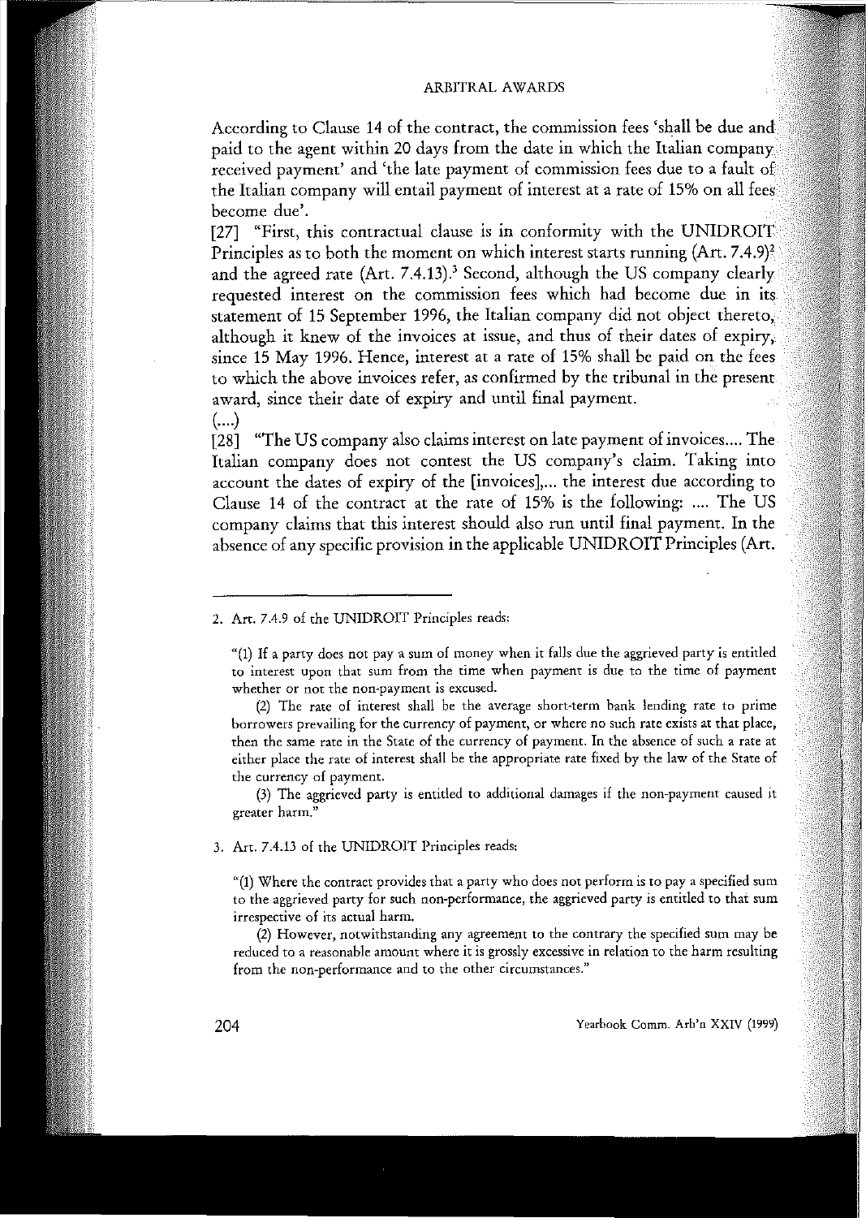According to Clause 14 of the contract, the commission fees 'shall be due and paid to the agent within 20 days from the date in which the Italian company received payment' and 'the late payment of commission fees due to a fault of the Italian company will entail payment of interest at a rate of 15% on all fees become due'.

[27] "First, this contractual clause is in conformity with the UNIDROIT Principles as to both the moment on which interest starts running (Art. 7.4.9)[2] and the agreed rate (Art. 7.4.13).[3] Second, although the US company clearly requested interest on the commission fees which had become due in its statement of 15 September 1996, the Italian company did not object thereto, although it knew of the invoices at issue, and thus of their dates of expiry, since 15 May 1996. Hence, interest at a rate of 15% shall be paid on the fees to which the above invoices refer, as confirmed by the tribunal in the present award, since their date of expiry and until final payment.

(....)

[28] "The US company also claims interest on late payment of invoices.... The Italian company does not contest the US company's claim. Taking into account the dates of expiry of the [invoices],... the interest due according to Clause 14 of the contract at the rate of 15% is the following: .... The US company claims that this interest should also run until final payment. In the absence of any specific provision in the applicable UNIDROIT Principles (Art.

---

2. Art. 7.4.9 of the UNIDROIT Principles reads:

"(1) If a party does not pay a sum of money when it falls due the aggrieved party is entitled to interest upon that sum from the time when payment is due to the time of payment whether or not the non-payment is excused.

(2) The rate of interest shall be the average short-term bank lending rate to prime borrowers prevailing for the currency of payment, or where no such rate exists at that place, then the same rate in the State of the currency of payment. In the absence of such a rate at either place the rate of interest shall be the appropriate rate fixed by the law of the State of the currency of payment.

(3) The aggrieved party is entitled to additional damages if the non-payment caused it greater harm."

3. Art. 7.4.13 of the UNIDROIT Principles reads:

"(1) Where the contract provides that a party who does not perform is to pay a specified sum to the aggrieved party for such non-performance, the aggrieved party is entitled to that sum irrespective of its actual harm.

(2) However, notwithstanding any agreement to the contrary the specified sum may be reduced to a reasonable amount where it is grossly excessive in relation to the harm resulting from the non-performance and to the other circumstances."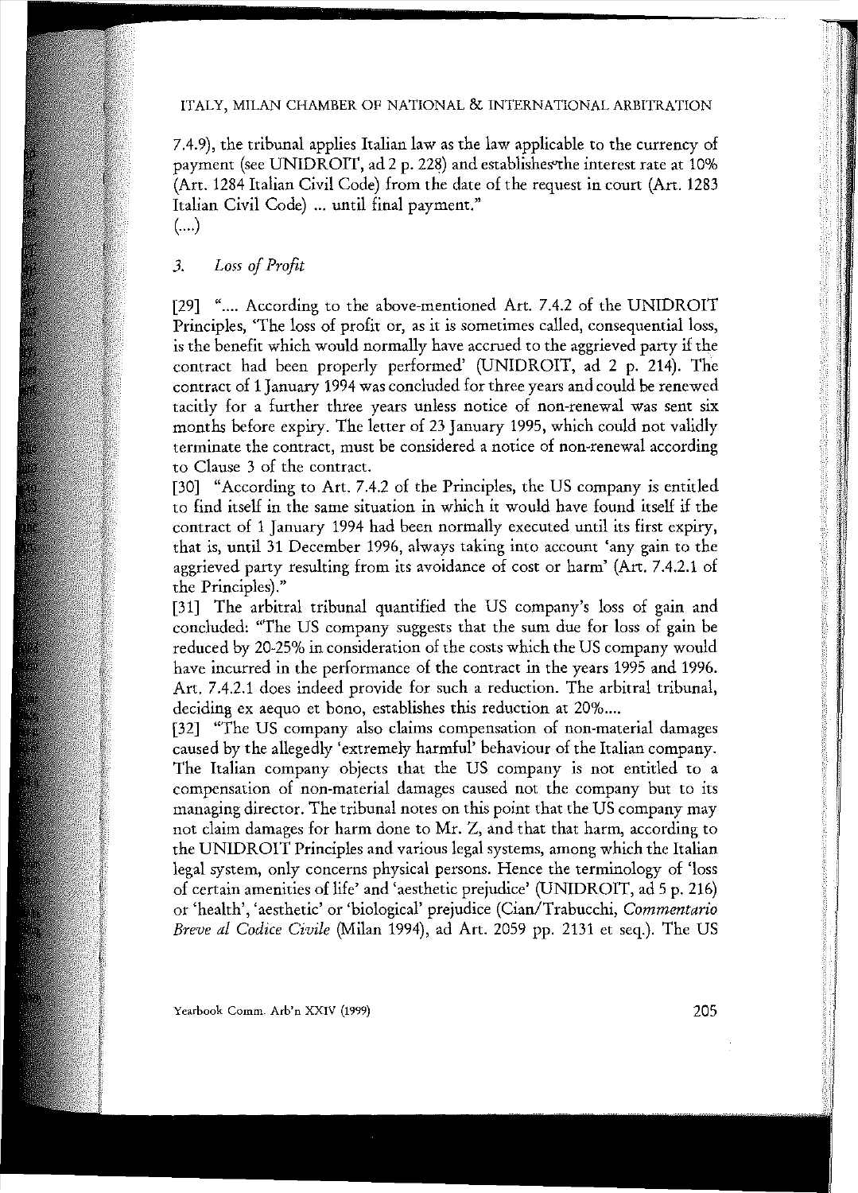7.4.9), the tribunal applies Italian law as the law applicable to the currency of payment (see UNIDROIT, ad 2 p. 228) and establishes the interest rate at 10% (Art. 1284 Italian Civil Code) from the date of the request in court (Art. 1283 Italian Civil Code) ... until final payment."

(....)

### *3. Loss of Profit*

[29] ".... According to the above-mentioned Art. 7.4.2 of the UNIDROIT Principles, 'The loss of profit or, as it is sometimes called, consequential loss, is the benefit which would normally have accrued to the aggrieved party if the contract had been properly performed' (UNIDROIT, ad 2 p. 214). The contract of 1 January 1994 was concluded for three years and could be renewed tacitly for a further three years unless notice of non-renewal was sent six months before expiry. The letter of 23 January 1995, which could not validly terminate the contract, must be considered a notice of non-renewal according to Clause 3 of the contract.

[30] "According to Art. 7.4.2 of the Principles, the US company is entitled to find itself in the same situation in which it would have found itself if the contract of 1 January 1994 had been normally executed until its first expiry, that is, until 31 December 1996, always taking into account 'any gain to the aggrieved party resulting from its avoidance of cost or harm' (Art. 7.4.2.1 of the Principles)."

[31] The arbitral tribunal quantified the US company's loss of gain and concluded: "The US company suggests that the sum due for loss of gain be reduced by 20-25% in consideration of the costs which the US company would have incurred in the performance of the contract in the years 1995 and 1996. Art. 7.4.2.1 does indeed provide for such a reduction. The arbitral tribunal, deciding ex aequo et bono, establishes this reduction at 20%....

[32] "The US company also claims compensation of non-material damages caused by the allegedly 'extremely harmful' behaviour of the Italian company. The Italian company objects that the US company is not entitled to a compensation of non-material damages caused not the company but to its managing director. The tribunal notes on this point that the US company may not claim damages for harm done to Mr. Z, and that that harm, according to the UNIDROIT Principles and various legal systems, among which the Italian legal system, only concerns physical persons. Hence the terminology of 'loss of certain amenities of life' and 'aesthetic prejudice' (UNIDROIT, ad 5 p. 216) or 'health', 'aesthetic' or 'biological' prejudice (Cian/Trabucchi, *Commentario Breve al Codice Civile* (Milan 1994), ad Art. 2059 pp. 2131 et seq.). The US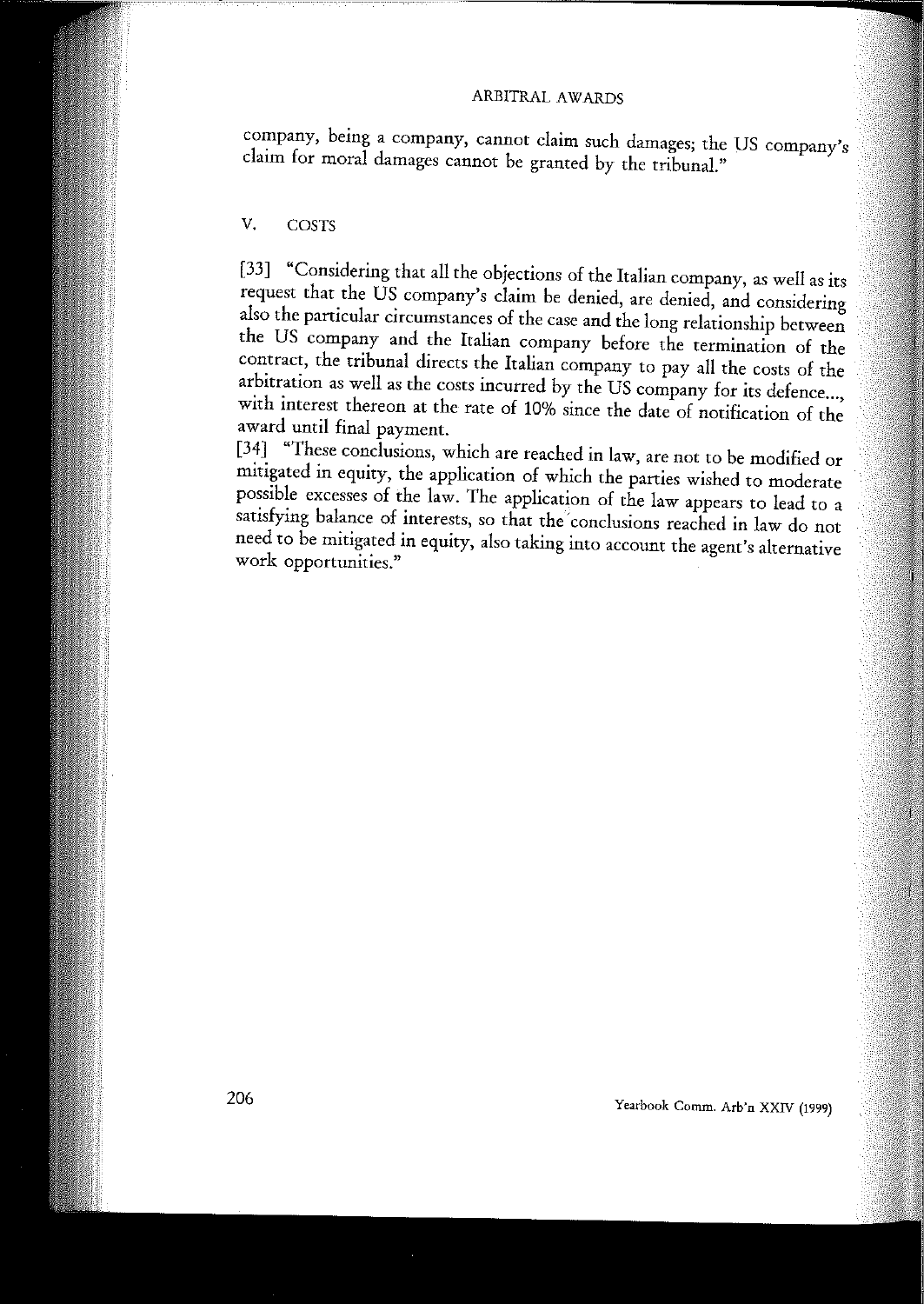company, being a company, cannot claim such damages; the US company's claim for moral damages cannot be granted by the tribunal."

## V. COSTS

[33] "Considering that all the objections of the Italian company, as well as its request that the US company's claim be denied, are denied, and considering also the particular circumstances of the case and the long relationship between the US company and the Italian company before the termination of the contract, the tribunal directs the Italian company to pay all the costs of the arbitration as well as the costs incurred by the US company for its defence..., with interest thereon at the rate of 10% since the date of notification of the award until final payment.

[34] "These conclusions, which are reached in law, are not to be modified or mitigated in equity, the application of which the parties wished to moderate possible excesses of the law. The application of the law appears to lead to a satisfying balance of interests, so that the conclusions reached in law do not need to be mitigated in equity, also taking into account the agent's alternative work opportunities."